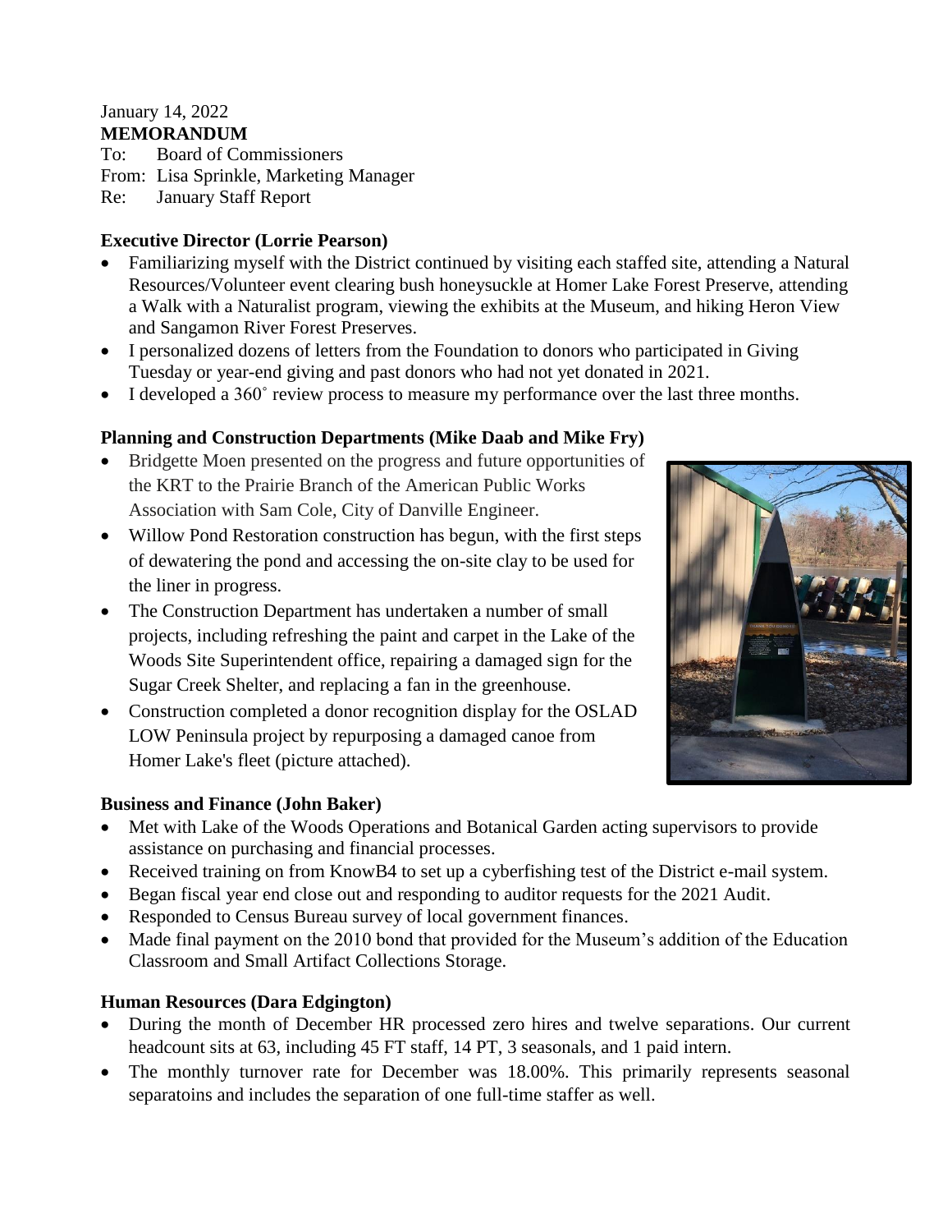January 14, 2022

**MEMORANDUM**

To: Board of Commissioners

From: Lisa Sprinkle, Marketing Manager

Re: January Staff Report

**Executive Director (Lorrie Pearson)**

- Familiarizing myself with the District continued by visiting each staffed site, attending a Natural Resources/Volunteer event clearing bush honeysuckle at Homer Lake Forest Preserve, attending a Walk with a Naturalist program, viewing the exhibits at the Museum, and hiking Heron View and Sangamon River Forest Preserves.
- I personalized dozens of letters from the Foundation to donors who participated in Giving Tuesday or year-end giving and past donors who had not yet donated in 2021.
- I developed a 360˚ review process to measure my performance over the last three months.

**Planning and Construction Departments (Mike Daab and Mike Fry)**

- Bridgette Moen presented on the progress and future opportunities of the KRT to the Prairie Branch of the American Public Works Association with Sam Cole, City of Danville Engineer.
- Willow Pond Restoration construction has begun, with the first steps of dewatering the pond and accessing the on-site clay to be used for the liner in progress.
- The Construction Department has undertaken a number of small projects, including refreshing the paint and carpet in the Lake of the Woods Site Superintendent office, repairing a damaged sign for the Sugar Creek Shelter, and replacing a fan in the greenhouse.
- Construction completed a donor recognition display for the OSLAD LOW Peninsula project by repurposing a damaged canoe from Homer Lake's fleet (picture attached).

**Business and Finance (John Baker)**

- Met with Lake of the Woods Operations and Botanical Garden acting supervisors to provide assistance on purchasing and financial processes.
- Received training on from KnowB4 to set up a cyberfishing test of the District e-mail system.
- Began fiscal year end close out and responding to auditor requests for the 2021 Audit.
- Responded to Census Bureau survey of local government finances.
- Made final payment on the 2010 bond that provided for the Museum's addition of the Education Classroom and Small Artifact Collections Storage.

**Human Resources (Dara Edgington)**

- During the month of December HR processed zero hires and twelve separations. Our current headcount sits at 63, including 45 FT staff, 14 PT, 3 seasonals, and 1 paid intern.
- The monthly turnover rate for December was 18.00%. This primarily represents seasonal separatoins and includes the separation of one full-time staffer as well.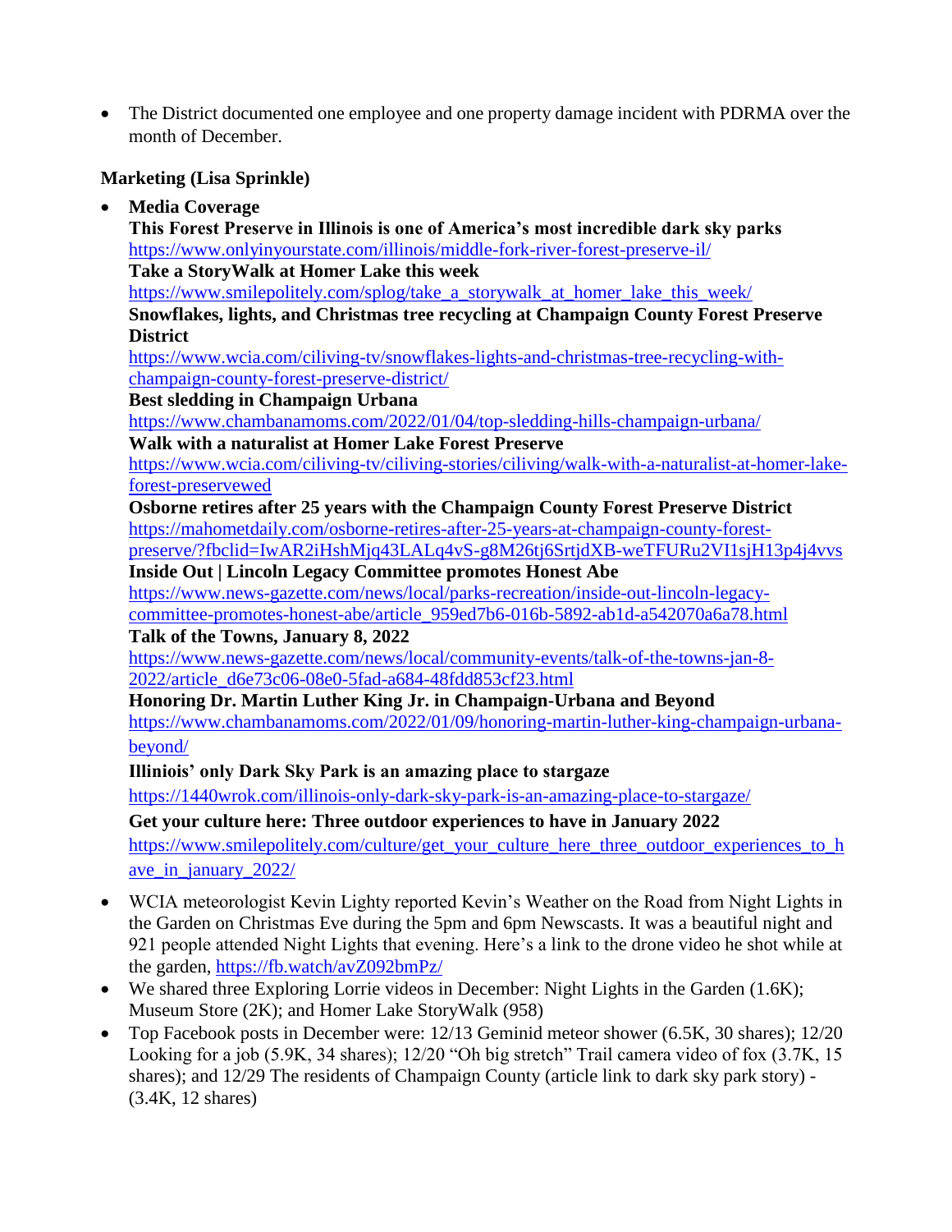- The District documented one employee and one property damage incident with PDRMA over the month of December.

**Marketing (Lisa Sprinkle)**

- **Media Coverage**
  **This Forest Preserve in Illinois is one of America's most incredible dark sky parks**
  https://www.onlyinyourstate.com/illinois/middle-fork-river-forest-preserve-il/
  **Take a StoryWalk at Homer Lake this week**
  https://www.smilepolitely.com/splog/take_a_storywalk_at_homer_lake_this_week/
  **Snowflakes, lights, and Christmas tree recycling at Champaign County Forest Preserve District**
  https://www.wcia.com/ciliving-tv/snowflakes-lights-and-christmas-tree-recycling-with-champaign-county-forest-preserve-district/
  **Best sledding in Champaign Urbana**
  https://www.chambanamoms.com/2022/01/04/top-sledding-hills-champaign-urbana/
  **Walk with a naturalist at Homer Lake Forest Preserve**
  https://www.wcia.com/ciliving-tv/ciliving-stories/ciliving/walk-with-a-naturalist-at-homer-lake-forest-preservewed
  **Osborne retires after 25 years with the Champaign County Forest Preserve District**
  https://mahometdaily.com/osborne-retires-after-25-years-at-champaign-county-forest-preserve/?fbclid=IwAR2iHshMjq43LALq4vS-g8M26tj6SrtjdXB-weTFURu2VI1sjH13p4j4vvs
  **Inside Out | Lincoln Legacy Committee promotes Honest Abe**
  https://www.news-gazette.com/news/local/parks-recreation/inside-out-lincoln-legacy-committee-promotes-honest-abe/article_959ed7b6-016b-5892-ab1d-a542070a6a78.html
  **Talk of the Towns, January 8, 2022**
  https://www.news-gazette.com/news/local/community-events/talk-of-the-towns-jan-8-2022/article_d6e73c06-08e0-5fad-a684-48fdd853cf23.html
  **Honoring Dr. Martin Luther King Jr. in Champaign-Urbana and Beyond**
  https://www.chambanamoms.com/2022/01/09/honoring-martin-luther-king-champaign-urbana-beyond/
  **Illiniois' only Dark Sky Park is an amazing place to stargaze**
  https://1440wrok.com/illinois-only-dark-sky-park-is-an-amazing-place-to-stargaze/
  **Get your culture here: Three outdoor experiences to have in January 2022**
  https://www.smilepolitely.com/culture/get_your_culture_here_three_outdoor_experiences_to_have_in_january_2022/
- WCIA meteorologist Kevin Lighty reported Kevin's Weather on the Road from Night Lights in the Garden on Christmas Eve during the 5pm and 6pm Newscasts. It was a beautiful night and 921 people attended Night Lights that evening. Here's a link to the drone video he shot while at the garden, https://fb.watch/avZ092bmPz/
- We shared three Exploring Lorrie videos in December: Night Lights in the Garden (1.6K); Museum Store (2K); and Homer Lake StoryWalk (958)
- Top Facebook posts in December were: 12/13 Geminid meteor shower (6.5K, 30 shares); 12/20 Looking for a job (5.9K, 34 shares); 12/20 "Oh big stretch" Trail camera video of fox (3.7K, 15 shares); and 12/29 The residents of Champaign County (article link to dark sky park story) - (3.4K, 12 shares)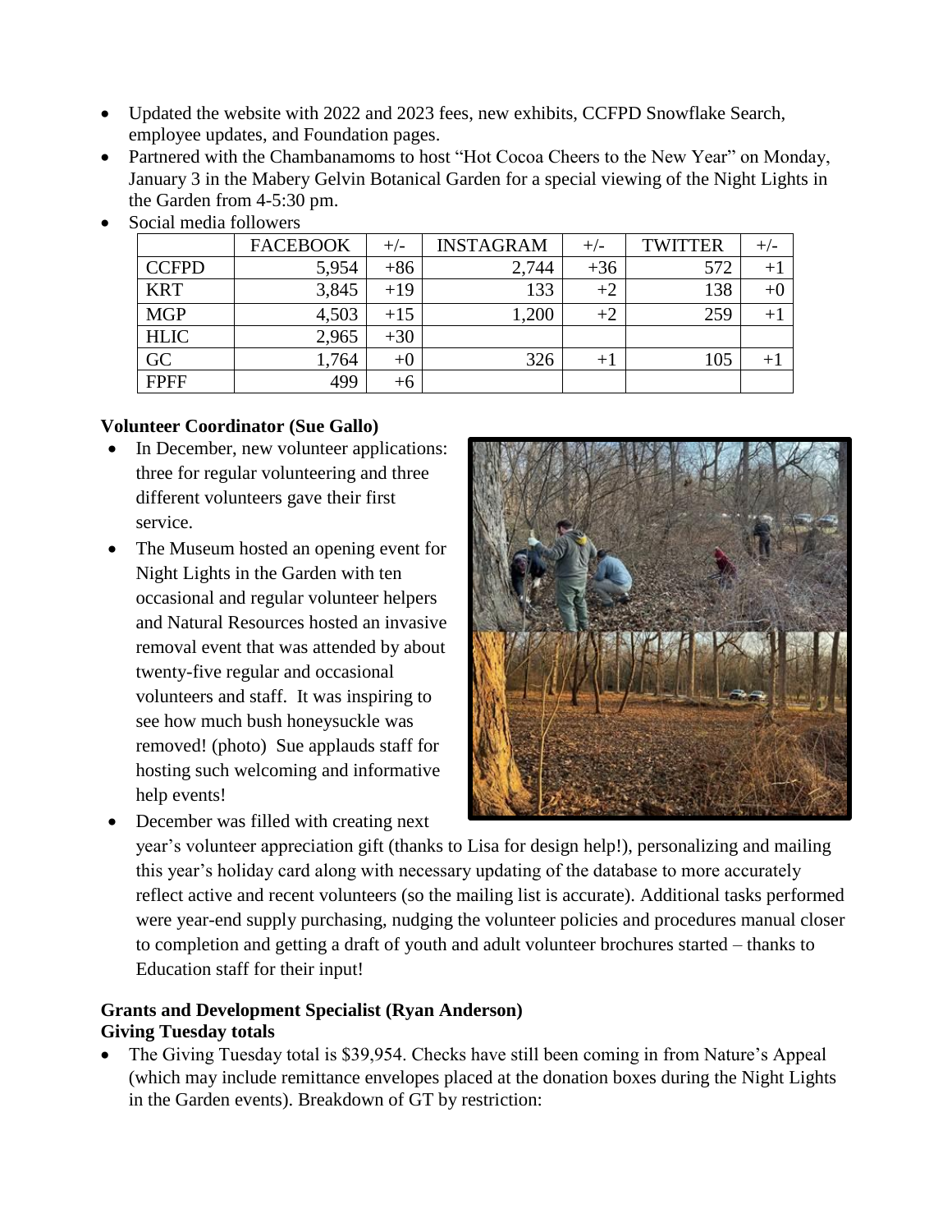- Updated the website with 2022 and 2023 fees, new exhibits, CCFPD Snowflake Search, employee updates, and Foundation pages.
- Partnered with the Chambanamoms to host "Hot Cocoa Cheers to the New Year" on Monday, January 3 in the Mabery Gelvin Botanical Garden for a special viewing of the Night Lights in the Garden from 4-5:30 pm.
- Social media followers

| | FACEBOOK | +/- | INSTAGRAM | +/- | TWITTER | +/- |
|---|---|---|---|---|---|---|
| CCFPD | 5,954 | +86 | 2,744 | +36 | 572 | +1 |
| KRT | 3,845 | +19 | 133 | +2 | 138 | +0 |
| MGP | 4,503 | +15 | 1,200 | +2 | 259 | +1 |
| HLIC | 2,965 | +30 | | | | |
| GC | 1,764 | +0 | 326 | +1 | 105 | +1 |
| FPFF | 499 | +6 | | | | |

**Volunteer Coordinator (Sue Gallo)**

- In December, new volunteer applications: three for regular volunteering and three different volunteers gave their first service.
- The Museum hosted an opening event for Night Lights in the Garden with ten occasional and regular volunteer helpers and Natural Resources hosted an invasive removal event that was attended by about twenty-five regular and occasional volunteers and staff. It was inspiring to see how much bush honeysuckle was removed! (photo) Sue applauds staff for hosting such welcoming and informative help events!
- December was filled with creating next year's volunteer appreciation gift (thanks to Lisa for design help!), personalizing and mailing this year's holiday card along with necessary updating of the database to more accurately reflect active and recent volunteers (so the mailing list is accurate). Additional tasks performed were year-end supply purchasing, nudging the volunteer policies and procedures manual closer to completion and getting a draft of youth and adult volunteer brochures started – thanks to Education staff for their input!

**Grants and Development Specialist (Ryan Anderson)**
**Giving Tuesday totals**

- The Giving Tuesday total is $39,954. Checks have still been coming in from Nature's Appeal (which may include remittance envelopes placed at the donation boxes during the Night Lights in the Garden events). Breakdown of GT by restriction: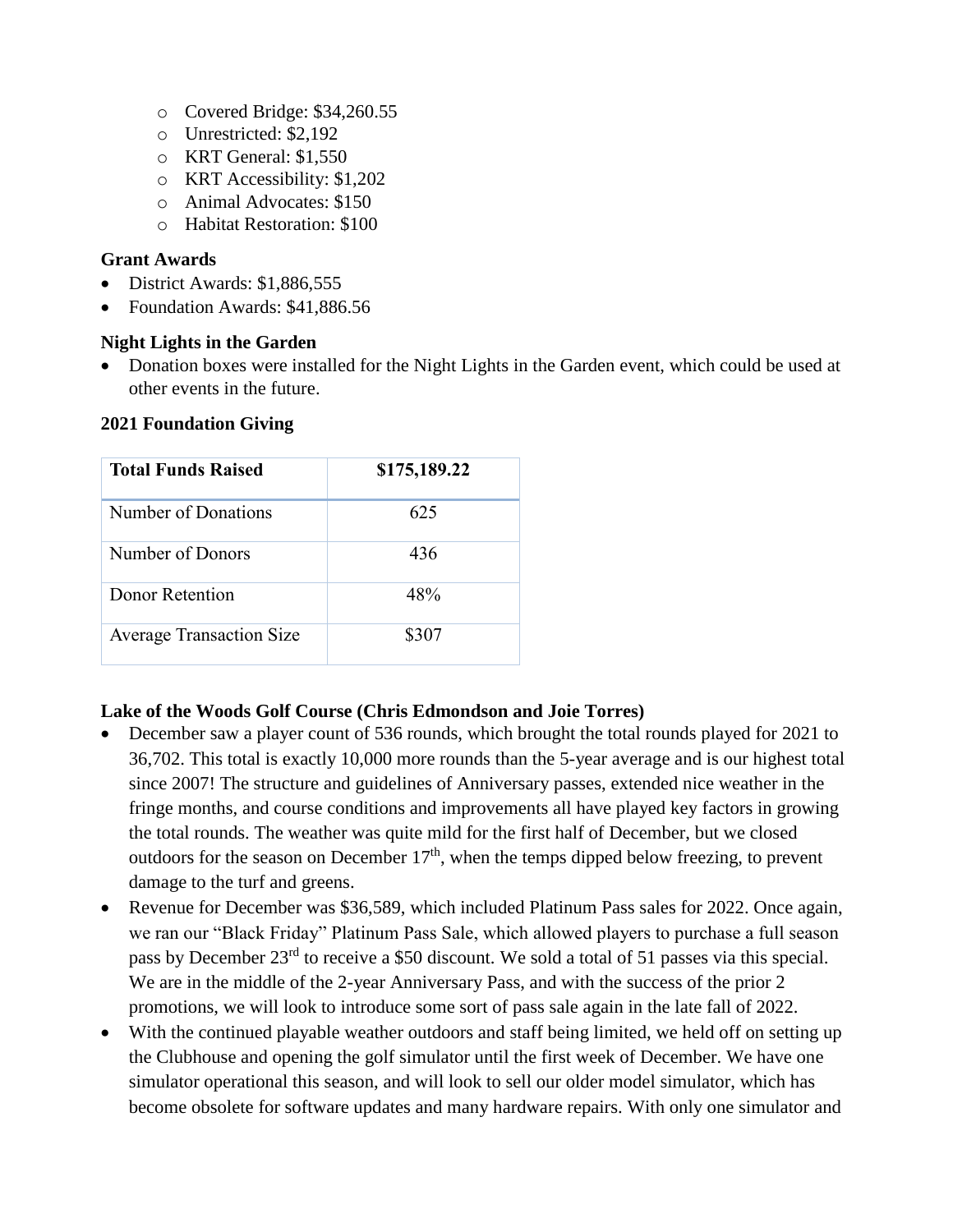- Covered Bridge: $34,260.55
  - Unrestricted: $2,192
  - KRT General: $1,550
  - KRT Accessibility: $1,202
  - Animal Advocates: $150
  - Habitat Restoration: $100

**Grant Awards**

- District Awards: $1,886,555
- Foundation Awards: $41,886.56

**Night Lights in the Garden**

- Donation boxes were installed for the Night Lights in the Garden event, which could be used at other events in the future.

**2021 Foundation Giving**

| **Total Funds Raised** | **$175,189.22** |
|---|---|
| Number of Donations | 625 |
| Number of Donors | 436 |
| Donor Retention | 48% |
| Average Transaction Size | $307 |

**Lake of the Woods Golf Course (Chris Edmondson and Joie Torres)**

- December saw a player count of 536 rounds, which brought the total rounds played for 2021 to 36,702. This total is exactly 10,000 more rounds than the 5-year average and is our highest total since 2007! The structure and guidelines of Anniversary passes, extended nice weather in the fringe months, and course conditions and improvements all have played key factors in growing the total rounds. The weather was quite mild for the first half of December, but we closed outdoors for the season on December 17th, when the temps dipped below freezing, to prevent damage to the turf and greens.
- Revenue for December was $36,589, which included Platinum Pass sales for 2022. Once again, we ran our "Black Friday" Platinum Pass Sale, which allowed players to purchase a full season pass by December 23rd to receive a $50 discount. We sold a total of 51 passes via this special. We are in the middle of the 2-year Anniversary Pass, and with the success of the prior 2 promotions, we will look to introduce some sort of pass sale again in the late fall of 2022.
- With the continued playable weather outdoors and staff being limited, we held off on setting up the Clubhouse and opening the golf simulator until the first week of December. We have one simulator operational this season, and will look to sell our older model simulator, which has become obsolete for software updates and many hardware repairs. With only one simulator and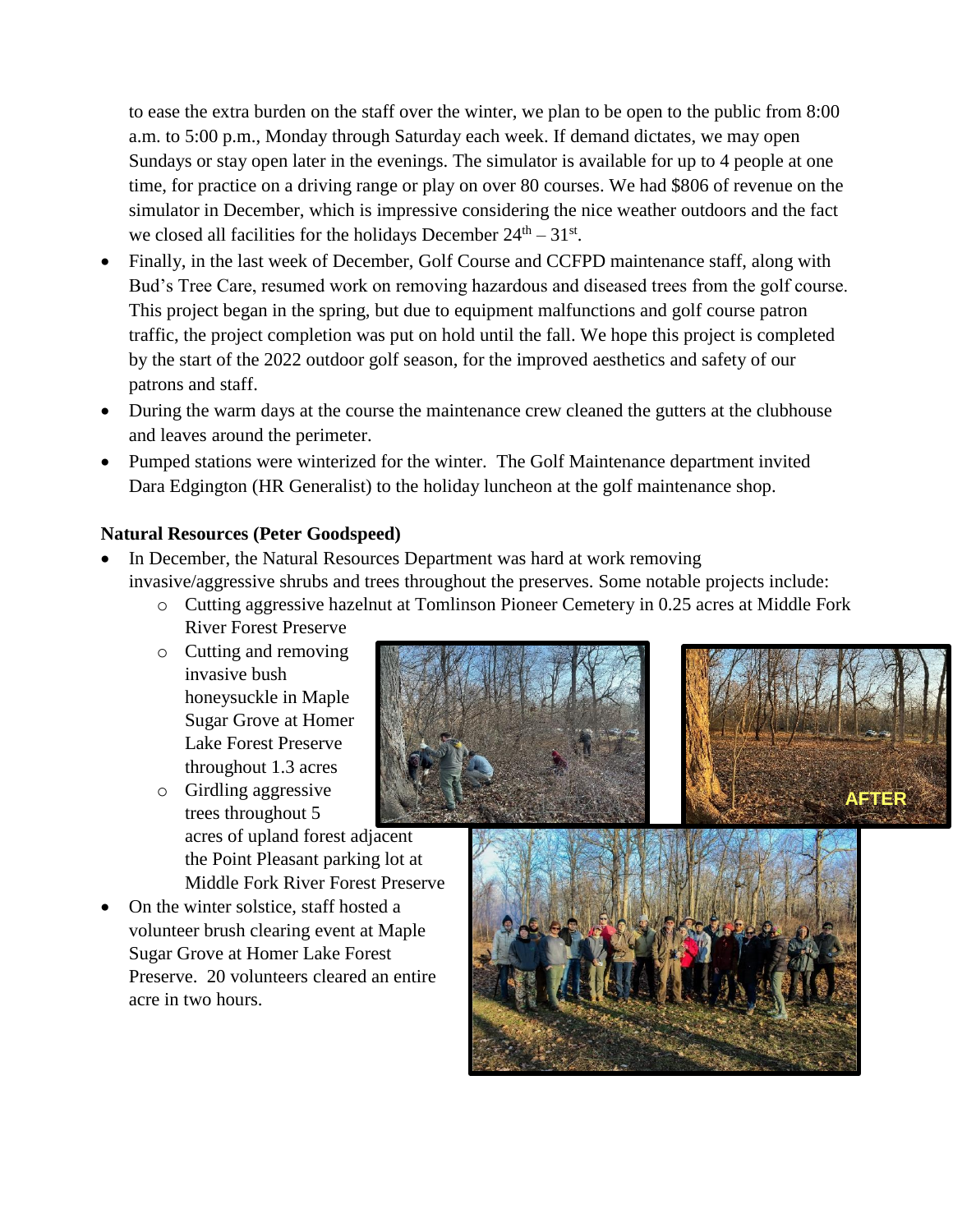to ease the extra burden on the staff over the winter, we plan to be open to the public from 8:00 a.m. to 5:00 p.m., Monday through Saturday each week. If demand dictates, we may open Sundays or stay open later in the evenings. The simulator is available for up to 4 people at one time, for practice on a driving range or play on over 80 courses. We had $806 of revenue on the simulator in December, which is impressive considering the nice weather outdoors and the fact we closed all facilities for the holidays December 24th – 31st.

- Finally, in the last week of December, Golf Course and CCFPD maintenance staff, along with Bud's Tree Care, resumed work on removing hazardous and diseased trees from the golf course. This project began in the spring, but due to equipment malfunctions and golf course patron traffic, the project completion was put on hold until the fall. We hope this project is completed by the start of the 2022 outdoor golf season, for the improved aesthetics and safety of our patrons and staff.
- During the warm days at the course the maintenance crew cleaned the gutters at the clubhouse and leaves around the perimeter.
- Pumped stations were winterized for the winter. The Golf Maintenance department invited Dara Edgington (HR Generalist) to the holiday luncheon at the golf maintenance shop.

**Natural Resources (Peter Goodspeed)**

- In December, the Natural Resources Department was hard at work removing invasive/aggressive shrubs and trees throughout the preserves. Some notable projects include:
  - Cutting aggressive hazelnut at Tomlinson Pioneer Cemetery in 0.25 acres at Middle Fork River Forest Preserve
  - Cutting and removing invasive bush honeysuckle in Maple Sugar Grove at Homer Lake Forest Preserve throughout 1.3 acres
  - Girdling aggressive trees throughout 5 acres of upland forest adjacent the Point Pleasant parking lot at Middle Fork River Forest Preserve
- On the winter solstice, staff hosted a volunteer brush clearing event at Maple Sugar Grove at Homer Lake Forest Preserve. 20 volunteers cleared an entire acre in two hours.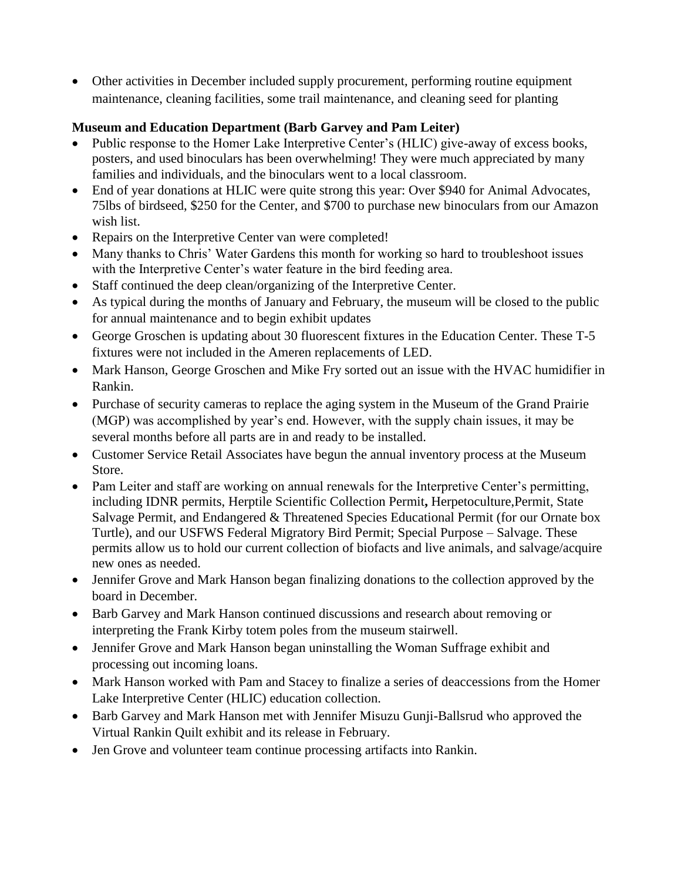- Other activities in December included supply procurement, performing routine equipment maintenance, cleaning facilities, some trail maintenance, and cleaning seed for planting

**Museum and Education Department (Barb Garvey and Pam Leiter)**

- Public response to the Homer Lake Interpretive Center's (HLIC) give-away of excess books, posters, and used binoculars has been overwhelming! They were much appreciated by many families and individuals, and the binoculars went to a local classroom.
- End of year donations at HLIC were quite strong this year: Over $940 for Animal Advocates, 75lbs of birdseed, $250 for the Center, and $700 to purchase new binoculars from our Amazon wish list.
- Repairs on the Interpretive Center van were completed!
- Many thanks to Chris' Water Gardens this month for working so hard to troubleshoot issues with the Interpretive Center's water feature in the bird feeding area.
- Staff continued the deep clean/organizing of the Interpretive Center.
- As typical during the months of January and February, the museum will be closed to the public for annual maintenance and to begin exhibit updates
- George Groschen is updating about 30 fluorescent fixtures in the Education Center. These T-5 fixtures were not included in the Ameren replacements of LED.
- Mark Hanson, George Groschen and Mike Fry sorted out an issue with the HVAC humidifier in Rankin.
- Purchase of security cameras to replace the aging system in the Museum of the Grand Prairie (MGP) was accomplished by year's end. However, with the supply chain issues, it may be several months before all parts are in and ready to be installed.
- Customer Service Retail Associates have begun the annual inventory process at the Museum Store.
- Pam Leiter and staff are working on annual renewals for the Interpretive Center's permitting, including IDNR permits, Herptile Scientific Collection Permit**,** Herpetoculture,Permit, State Salvage Permit, and Endangered & Threatened Species Educational Permit (for our Ornate box Turtle), and our USFWS Federal Migratory Bird Permit; Special Purpose – Salvage. These permits allow us to hold our current collection of biofacts and live animals, and salvage/acquire new ones as needed.
- Jennifer Grove and Mark Hanson began finalizing donations to the collection approved by the board in December.
- Barb Garvey and Mark Hanson continued discussions and research about removing or interpreting the Frank Kirby totem poles from the museum stairwell.
- Jennifer Grove and Mark Hanson began uninstalling the Woman Suffrage exhibit and processing out incoming loans.
- Mark Hanson worked with Pam and Stacey to finalize a series of deaccessions from the Homer Lake Interpretive Center (HLIC) education collection.
- Barb Garvey and Mark Hanson met with Jennifer Misuzu Gunji-Ballsrud who approved the Virtual Rankin Quilt exhibit and its release in February.
- Jen Grove and volunteer team continue processing artifacts into Rankin.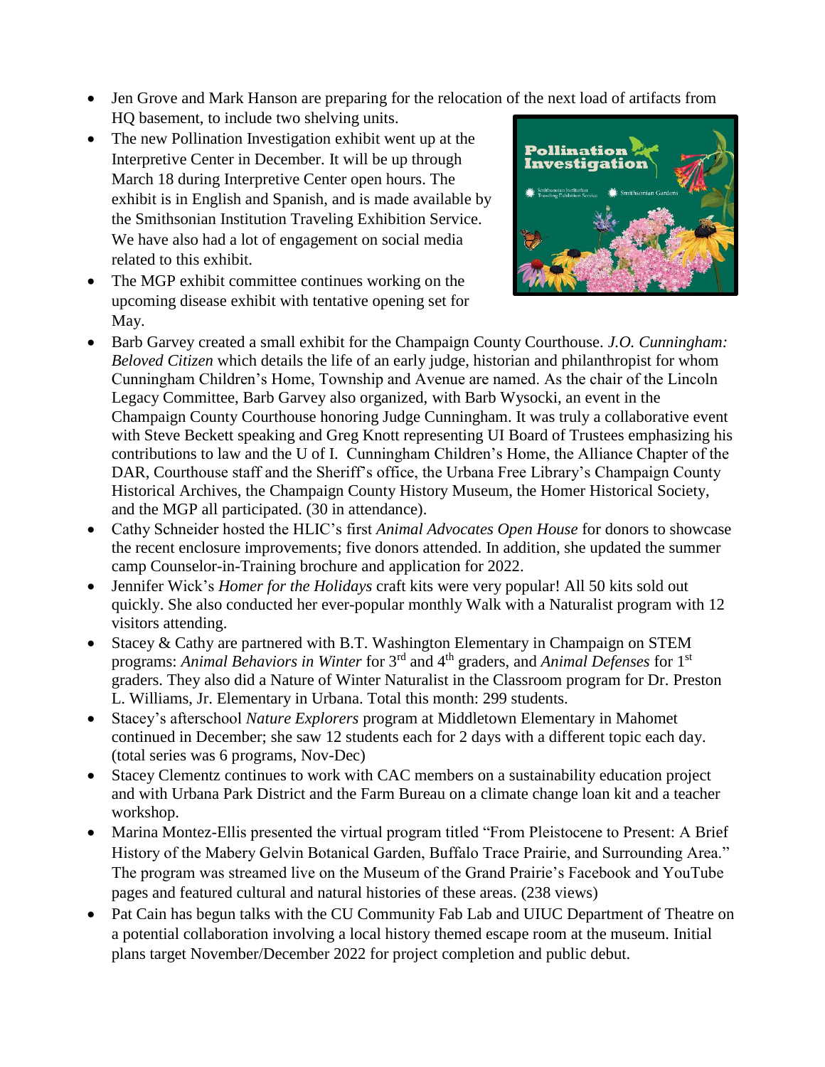- Jen Grove and Mark Hanson are preparing for the relocation of the next load of artifacts from HQ basement, to include two shelving units.
- The new Pollination Investigation exhibit went up at the Interpretive Center in December. It will be up through March 18 during Interpretive Center open hours. The exhibit is in English and Spanish, and is made available by the Smithsonian Institution Traveling Exhibition Service. We have also had a lot of engagement on social media related to this exhibit.
- The MGP exhibit committee continues working on the upcoming disease exhibit with tentative opening set for May.
- Barb Garvey created a small exhibit for the Champaign County Courthouse. *J.O. Cunningham: Beloved Citizen* which details the life of an early judge, historian and philanthropist for whom Cunningham Children's Home, Township and Avenue are named. As the chair of the Lincoln Legacy Committee, Barb Garvey also organized, with Barb Wysocki, an event in the Champaign County Courthouse honoring Judge Cunningham. It was truly a collaborative event with Steve Beckett speaking and Greg Knott representing UI Board of Trustees emphasizing his contributions to law and the U of I. Cunningham Children's Home, the Alliance Chapter of the DAR, Courthouse staff and the Sheriff's office, the Urbana Free Library's Champaign County Historical Archives, the Champaign County History Museum, the Homer Historical Society, and the MGP all participated. (30 in attendance).
- Cathy Schneider hosted the HLIC's first *Animal Advocates Open House* for donors to showcase the recent enclosure improvements; five donors attended. In addition, she updated the summer camp Counselor-in-Training brochure and application for 2022.
- Jennifer Wick's *Homer for the Holidays* craft kits were very popular! All 50 kits sold out quickly. She also conducted her ever-popular monthly Walk with a Naturalist program with 12 visitors attending.
- Stacey & Cathy are partnered with B.T. Washington Elementary in Champaign on STEM programs: *Animal Behaviors in Winter* for 3rd and 4th graders, and *Animal Defenses* for 1st graders. They also did a Nature of Winter Naturalist in the Classroom program for Dr. Preston L. Williams, Jr. Elementary in Urbana. Total this month: 299 students.
- Stacey's afterschool *Nature Explorers* program at Middletown Elementary in Mahomet continued in December; she saw 12 students each for 2 days with a different topic each day. (total series was 6 programs, Nov-Dec)
- Stacey Clementz continues to work with CAC members on a sustainability education project and with Urbana Park District and the Farm Bureau on a climate change loan kit and a teacher workshop.
- Marina Montez-Ellis presented the virtual program titled "From Pleistocene to Present: A Brief History of the Mabery Gelvin Botanical Garden, Buffalo Trace Prairie, and Surrounding Area." The program was streamed live on the Museum of the Grand Prairie's Facebook and YouTube pages and featured cultural and natural histories of these areas. (238 views)
- Pat Cain has begun talks with the CU Community Fab Lab and UIUC Department of Theatre on a potential collaboration involving a local history themed escape room at the museum. Initial plans target November/December 2022 for project completion and public debut.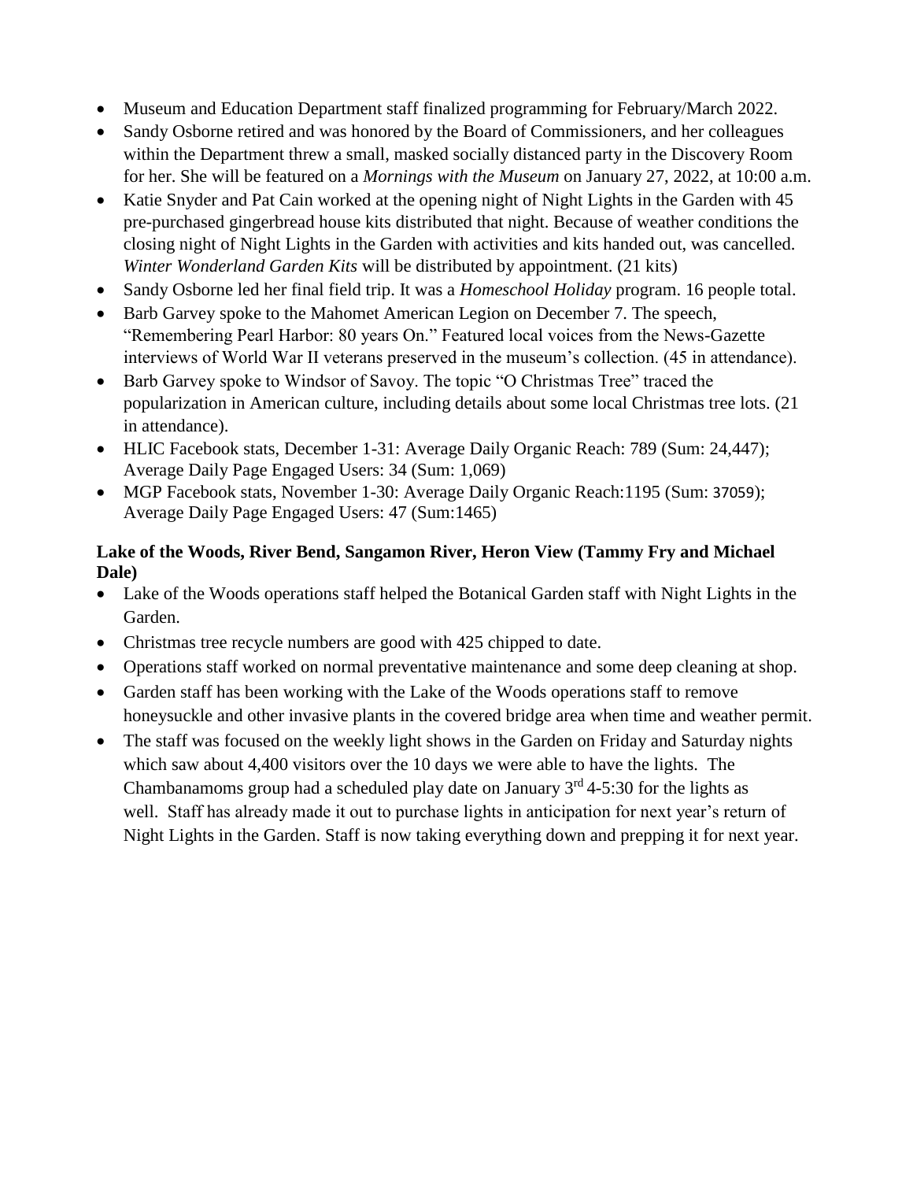- Museum and Education Department staff finalized programming for February/March 2022.
- Sandy Osborne retired and was honored by the Board of Commissioners, and her colleagues within the Department threw a small, masked socially distanced party in the Discovery Room for her. She will be featured on a *Mornings with the Museum* on January 27, 2022, at 10:00 a.m.
- Katie Snyder and Pat Cain worked at the opening night of Night Lights in the Garden with 45 pre-purchased gingerbread house kits distributed that night. Because of weather conditions the closing night of Night Lights in the Garden with activities and kits handed out, was cancelled. *Winter Wonderland Garden Kits* will be distributed by appointment. (21 kits)
- Sandy Osborne led her final field trip. It was a *Homeschool Holiday* program. 16 people total.
- Barb Garvey spoke to the Mahomet American Legion on December 7. The speech, "Remembering Pearl Harbor: 80 years On." Featured local voices from the News-Gazette interviews of World War II veterans preserved in the museum's collection. (45 in attendance).
- Barb Garvey spoke to Windsor of Savoy. The topic "O Christmas Tree" traced the popularization in American culture, including details about some local Christmas tree lots. (21 in attendance).
- HLIC Facebook stats, December 1-31: Average Daily Organic Reach: 789 (Sum: 24,447); Average Daily Page Engaged Users: 34 (Sum: 1,069)
- MGP Facebook stats, November 1-30: Average Daily Organic Reach:1195 (Sum: 37059); Average Daily Page Engaged Users: 47 (Sum:1465)

**Lake of the Woods, River Bend, Sangamon River, Heron View (Tammy Fry and Michael Dale)**

- Lake of the Woods operations staff helped the Botanical Garden staff with Night Lights in the Garden.
- Christmas tree recycle numbers are good with 425 chipped to date.
- Operations staff worked on normal preventative maintenance and some deep cleaning at shop.
- Garden staff has been working with the Lake of the Woods operations staff to remove honeysuckle and other invasive plants in the covered bridge area when time and weather permit.
- The staff was focused on the weekly light shows in the Garden on Friday and Saturday nights which saw about 4,400 visitors over the 10 days we were able to have the lights. The Chambanamoms group had a scheduled play date on January 3rd 4-5:30 for the lights as well. Staff has already made it out to purchase lights in anticipation for next year's return of Night Lights in the Garden. Staff is now taking everything down and prepping it for next year.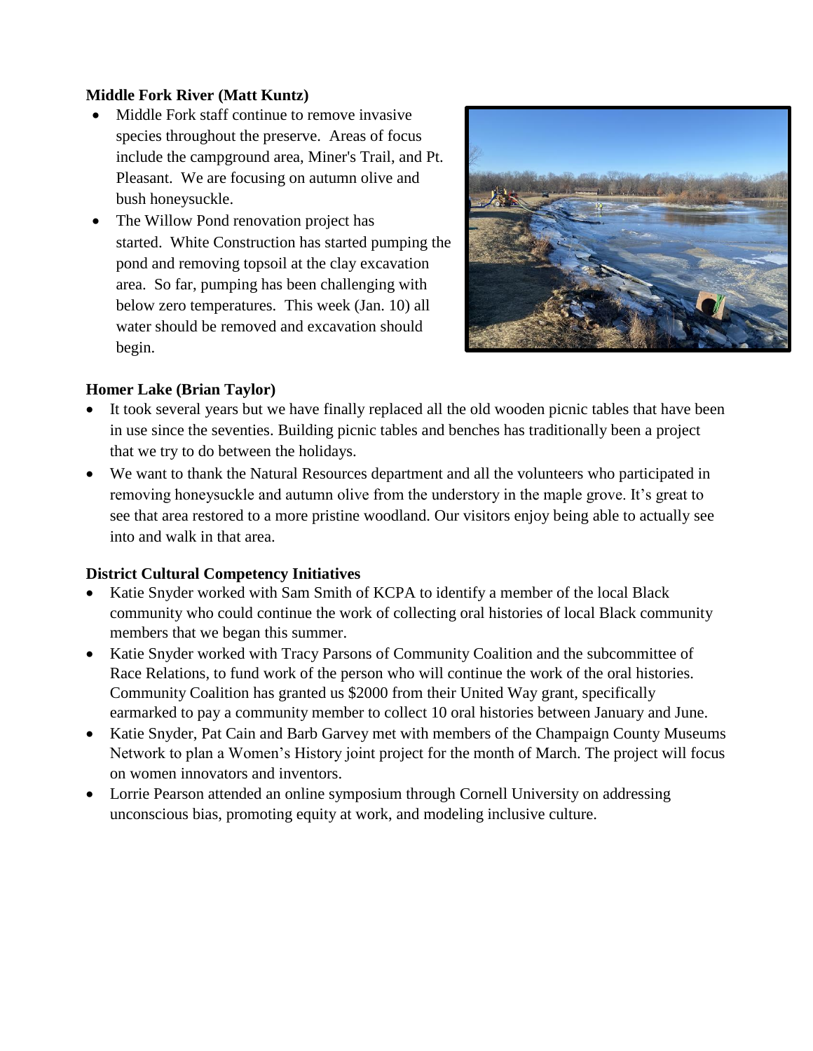**Middle Fork River (Matt Kuntz)**

- Middle Fork staff continue to remove invasive species throughout the preserve. Areas of focus include the campground area, Miner's Trail, and Pt. Pleasant. We are focusing on autumn olive and bush honeysuckle.
- The Willow Pond renovation project has started. White Construction has started pumping the pond and removing topsoil at the clay excavation area. So far, pumping has been challenging with below zero temperatures. This week (Jan. 10) all water should be removed and excavation should begin.

**Homer Lake (Brian Taylor)**

- It took several years but we have finally replaced all the old wooden picnic tables that have been in use since the seventies. Building picnic tables and benches has traditionally been a project that we try to do between the holidays.
- We want to thank the Natural Resources department and all the volunteers who participated in removing honeysuckle and autumn olive from the understory in the maple grove. It's great to see that area restored to a more pristine woodland. Our visitors enjoy being able to actually see into and walk in that area.

**District Cultural Competency Initiatives**

- Katie Snyder worked with Sam Smith of KCPA to identify a member of the local Black community who could continue the work of collecting oral histories of local Black community members that we began this summer.
- Katie Snyder worked with Tracy Parsons of Community Coalition and the subcommittee of Race Relations, to fund work of the person who will continue the work of the oral histories. Community Coalition has granted us $2000 from their United Way grant, specifically earmarked to pay a community member to collect 10 oral histories between January and June.
- Katie Snyder, Pat Cain and Barb Garvey met with members of the Champaign County Museums Network to plan a Women's History joint project for the month of March. The project will focus on women innovators and inventors.
- Lorrie Pearson attended an online symposium through Cornell University on addressing unconscious bias, promoting equity at work, and modeling inclusive culture.